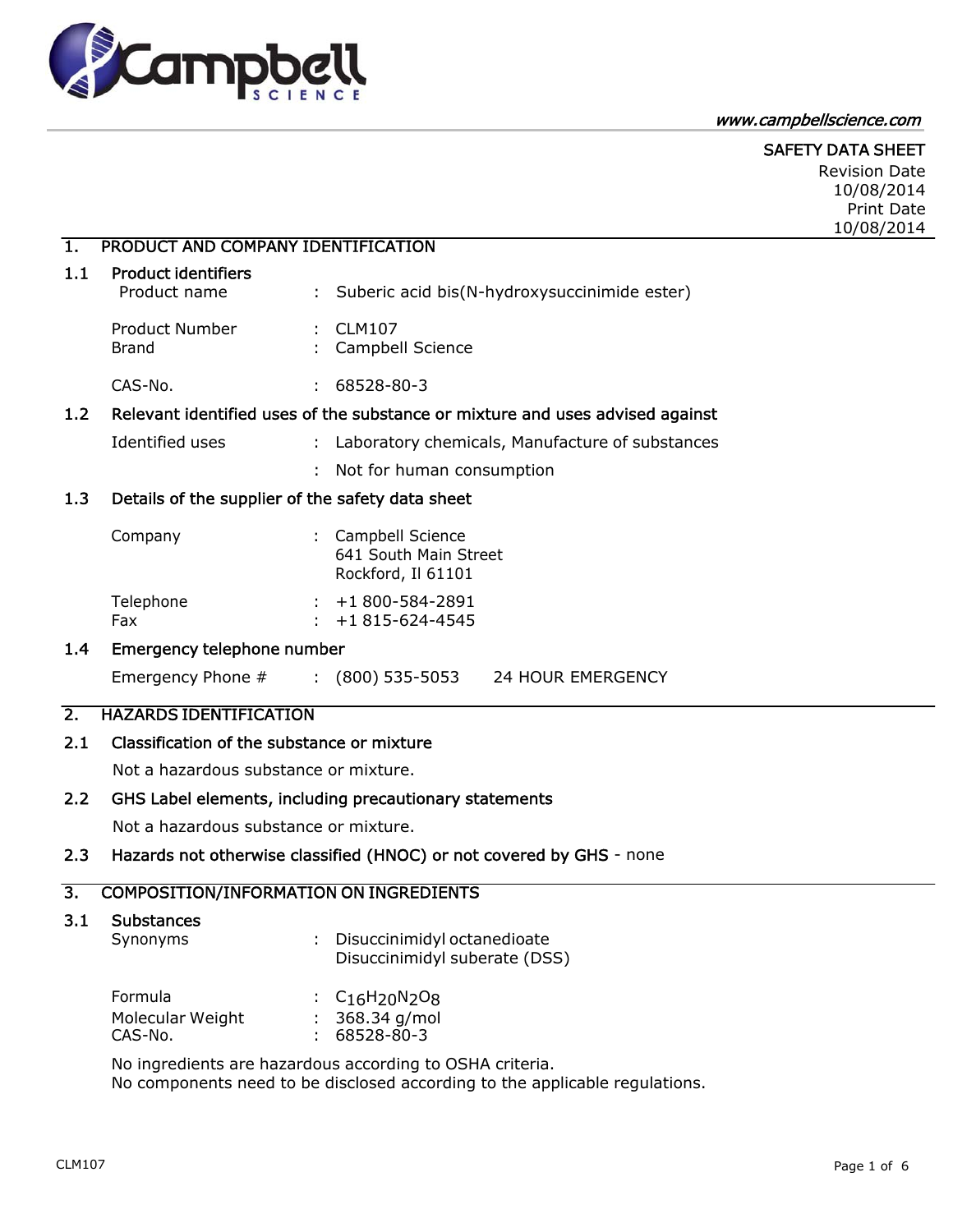www.campbellscience.com

SAFETY DATA SHEET

Revision Date 10/08/2014

Print Date 10/08/2014

## 1. PRODUCT AND COMPANY IDENTIFICATION

### 1.1 Product identifiers

Product name : Suberic acid bis(N-hydroxysuccinimide ester)

Product Number : CLM107

Brand : Campbell Science

CAS-No. : 68528-80-3

### 1.2 Relevant identified uses of the substance or mixture and uses advised against

Identified uses : Laboratory chemicals, Manufacture of substances

: Not for human consumption

### 1.3 Details of the supplier of the safety data sheet

Company : Campbell Science
641 South Main Street
Rockford, Il 61101

Telephone : +1 800-584-2891

Fax : +1 815-624-4545

### 1.4 Emergency telephone number

Emergency Phone # : (800) 535-5053 24 HOUR EMERGENCY

## 2. HAZARDS IDENTIFICATION

### 2.1 Classification of the substance or mixture

Not a hazardous substance or mixture.

### 2.2 GHS Label elements, including precautionary statements

Not a hazardous substance or mixture.

### 2.3 Hazards not otherwise classified (HNOC) or not covered by GHS - none

## 3. COMPOSITION/INFORMATION ON INGREDIENTS

### 3.1 Substances

Synonyms : Disuccinimidyl octanedioate
Disuccinimidyl suberate (DSS)

Formula : $C_{16}H_{20}N_2O_8$

Molecular Weight : 368.34 g/mol

CAS-No. : 68528-80-3

No ingredients are hazardous according to OSHA criteria.
No components need to be disclosed according to the applicable regulations.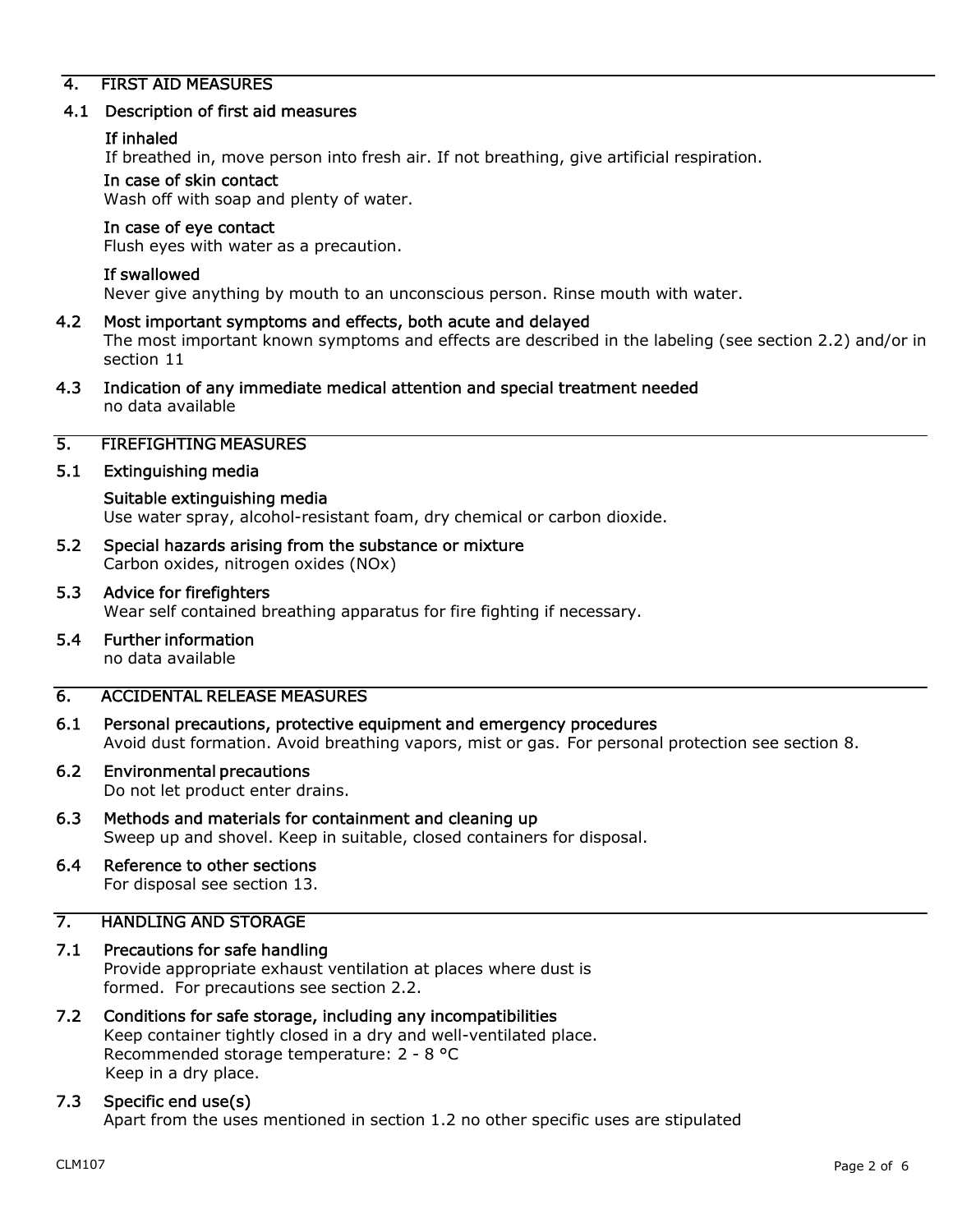## 4. FIRST AID MEASURES

### 4.1 Description of first aid measures

**If inhaled**

If breathed in, move person into fresh air. If not breathing, give artificial respiration.

**In case of skin contact**

Wash off with soap and plenty of water.

**In case of eye contact**

Flush eyes with water as a precaution.

**If swallowed**

Never give anything by mouth to an unconscious person. Rinse mouth with water.

### 4.2 Most important symptoms and effects, both acute and delayed

The most important known symptoms and effects are described in the labeling (see section 2.2) and/or in section 11

### 4.3 Indication of any immediate medical attention and special treatment needed

no data available

## 5. FIREFIGHTING MEASURES

### 5.1 Extinguishing media

**Suitable extinguishing media**

Use water spray, alcohol-resistant foam, dry chemical or carbon dioxide.

### 5.2 Special hazards arising from the substance or mixture

Carbon oxides, nitrogen oxides (NOx)

### 5.3 Advice for firefighters

Wear self contained breathing apparatus for fire fighting if necessary.

### 5.4 Further information

no data available

## 6. ACCIDENTAL RELEASE MEASURES

### 6.1 Personal precautions, protective equipment and emergency procedures

Avoid dust formation. Avoid breathing vapors, mist or gas. For personal protection see section 8.

### 6.2 Environmental precautions

Do not let product enter drains.

### 6.3 Methods and materials for containment and cleaning up

Sweep up and shovel. Keep in suitable, closed containers for disposal.

### 6.4 Reference to other sections

For disposal see section 13.

## 7. HANDLING AND STORAGE

### 7.1 Precautions for safe handling

Provide appropriate exhaust ventilation at places where dust is formed. For precautions see section 2.2.

### 7.2 Conditions for safe storage, including any incompatibilities

Keep container tightly closed in a dry and well-ventilated place.
Recommended storage temperature: 2 - 8 °C
Keep in a dry place.

### 7.3 Specific end use(s)

Apart from the uses mentioned in section 1.2 no other specific uses are stipulated

CLM107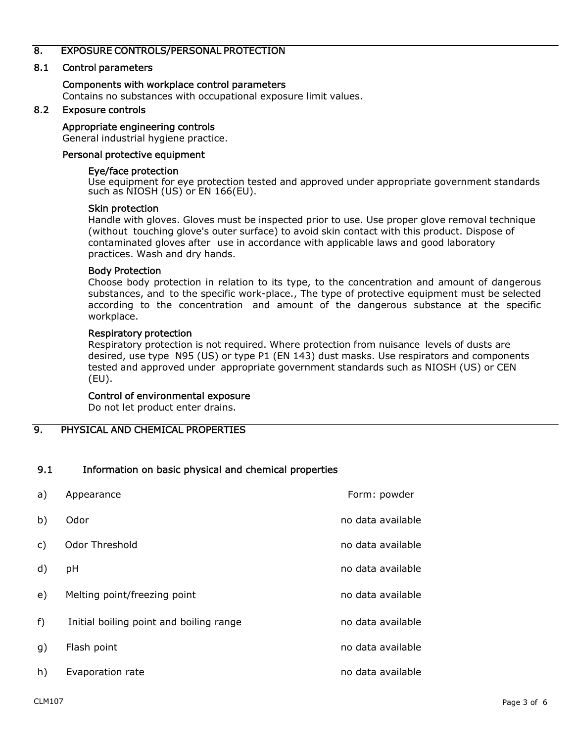## 8. EXPOSURE CONTROLS/PERSONAL PROTECTION

### 8.1 Control parameters

#### Components with workplace control parameters

Contains no substances with occupational exposure limit values.

### 8.2 Exposure controls

#### Appropriate engineering controls

General industrial hygiene practice.

#### Personal protective equipment

**Eye/face protection**

Use equipment for eye protection tested and approved under appropriate government standards such as NIOSH (US) or EN 166(EU).

**Skin protection**

Handle with gloves. Gloves must be inspected prior to use. Use proper glove removal technique (without touching glove's outer surface) to avoid skin contact with this product. Dispose of contaminated gloves after use in accordance with applicable laws and good laboratory practices. Wash and dry hands.

**Body Protection**

Choose body protection in relation to its type, to the concentration and amount of dangerous substances, and to the specific work-place., The type of protective equipment must be selected according to the concentration and amount of the dangerous substance at the specific workplace.

**Respiratory protection**

Respiratory protection is not required. Where protection from nuisance levels of dusts are desired, use type N95 (US) or type P1 (EN 143) dust masks. Use respirators and components tested and approved under appropriate government standards such as NIOSH (US) or CEN (EU).

**Control of environmental exposure**

Do not let product enter drains.

## 9. PHYSICAL AND CHEMICAL PROPERTIES

### 9.1 Information on basic physical and chemical properties

| | Property | Value |
|---|---|---|
| a) | Appearance | Form: powder |
| b) | Odor | no data available |
| c) | Odor Threshold | no data available |
| d) | pH | no data available |
| e) | Melting point/freezing point | no data available |
| f) | Initial boiling point and boiling range | no data available |
| g) | Flash point | no data available |
| h) | Evaporation rate | no data available |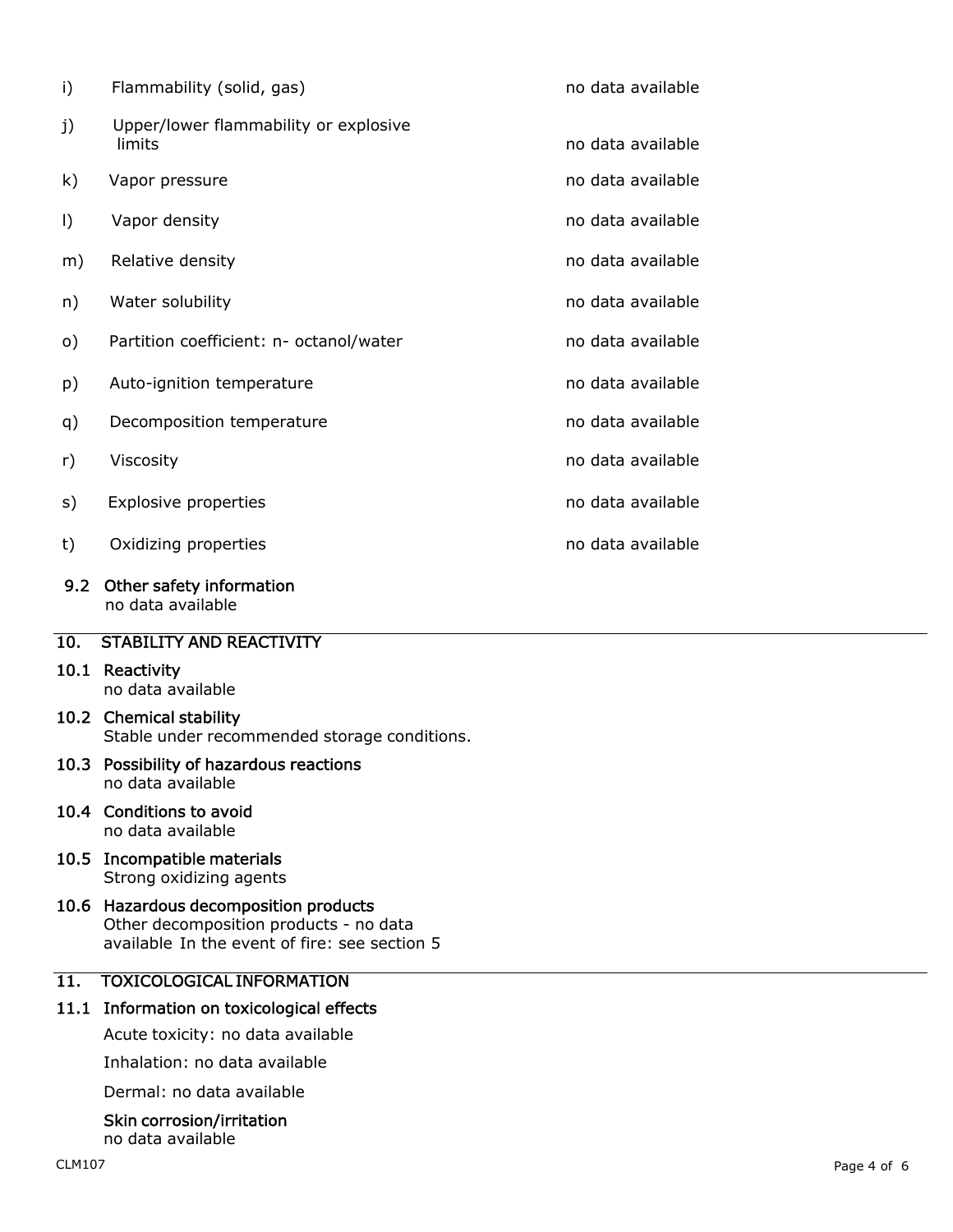| | | |
|---|---|---|
| i) | Flammability (solid, gas) | no data available |
| j) | Upper/lower flammability or explosive limits | no data available |
| k) | Vapor pressure | no data available |
| l) | Vapor density | no data available |
| m) | Relative density | no data available |
| n) | Water solubility | no data available |
| o) | Partition coefficient: n- octanol/water | no data available |
| p) | Auto-ignition temperature | no data available |
| q) | Decomposition temperature | no data available |
| r) | Viscosity | no data available |
| s) | Explosive properties | no data available |
| t) | Oxidizing properties | no data available |

### 9.2 Other safety information

no data available

## 10. STABILITY AND REACTIVITY

### 10.1 Reactivity

no data available

### 10.2 Chemical stability

Stable under recommended storage conditions.

### 10.3 Possibility of hazardous reactions

no data available

### 10.4 Conditions to avoid

no data available

### 10.5 Incompatible materials

Strong oxidizing agents

### 10.6 Hazardous decomposition products

Other decomposition products - no data available In the event of fire: see section 5

## 11. TOXICOLOGICAL INFORMATION

### 11.1 Information on toxicological effects

Acute toxicity: no data available

Inhalation: no data available

Dermal: no data available

**Skin corrosion/irritation**

no data available

CLM107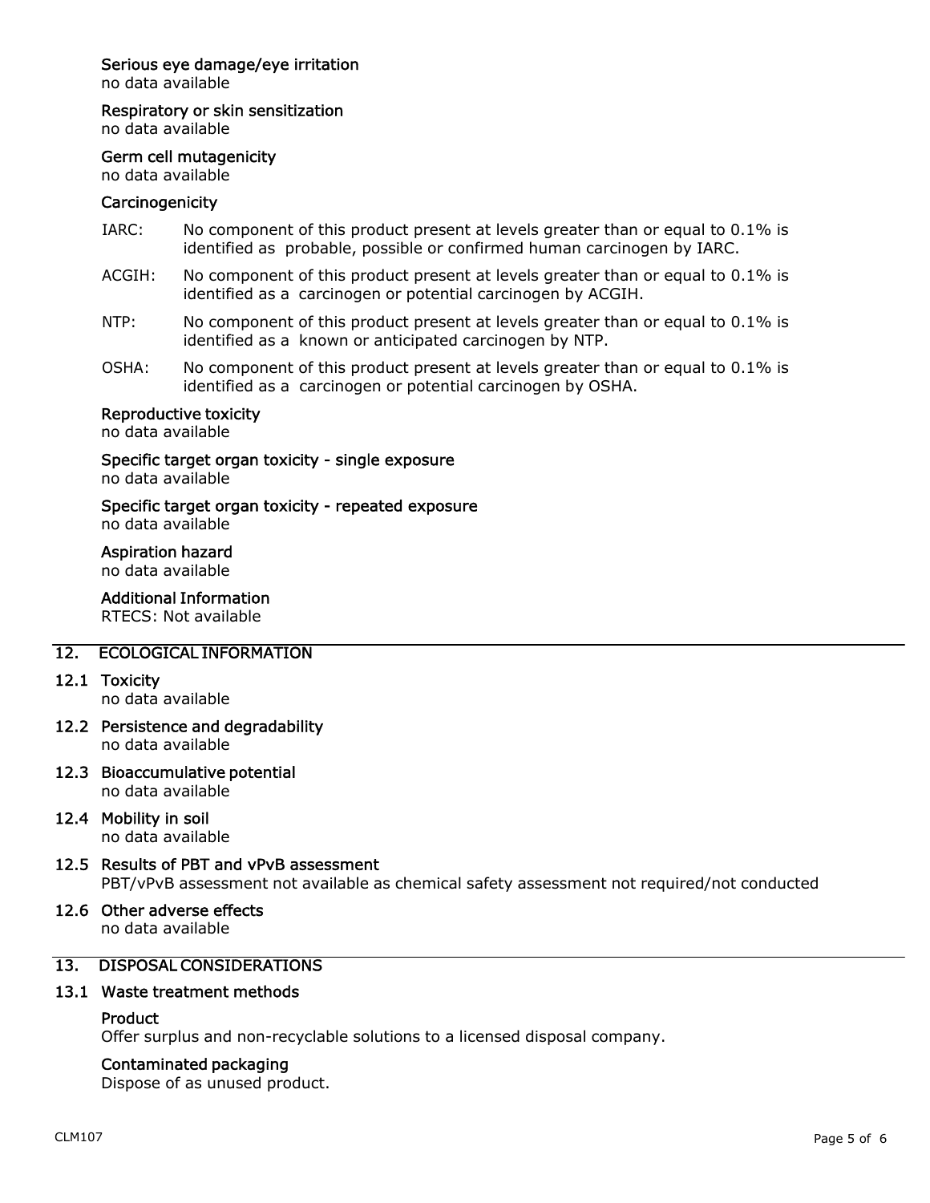### Serious eye damage/eye irritation

no data available

### Respiratory or skin sensitization

no data available

### Germ cell mutagenicity

no data available

### Carcinogenicity

IARC: No component of this product present at levels greater than or equal to 0.1% is identified as probable, possible or confirmed human carcinogen by IARC.

ACGIH: No component of this product present at levels greater than or equal to 0.1% is identified as a carcinogen or potential carcinogen by ACGIH.

NTP: No component of this product present at levels greater than or equal to 0.1% is identified as a known or anticipated carcinogen by NTP.

OSHA: No component of this product present at levels greater than or equal to 0.1% is identified as a carcinogen or potential carcinogen by OSHA.

### Reproductive toxicity

no data available

### Specific target organ toxicity - single exposure

no data available

### Specific target organ toxicity - repeated exposure

no data available

### Aspiration hazard

no data available

### Additional Information

RTECS: Not available

## 12. ECOLOGICAL INFORMATION

### 12.1 Toxicity

no data available

### 12.2 Persistence and degradability

no data available

### 12.3 Bioaccumulative potential

no data available

### 12.4 Mobility in soil

no data available

### 12.5 Results of PBT and vPvB assessment

PBT/vPvB assessment not available as chemical safety assessment not required/not conducted

### 12.6 Other adverse effects

no data available

## 13. DISPOSAL CONSIDERATIONS

### 13.1 Waste treatment methods

#### Product

Offer surplus and non-recyclable solutions to a licensed disposal company.

#### Contaminated packaging

Dispose of as unused product.

CLM107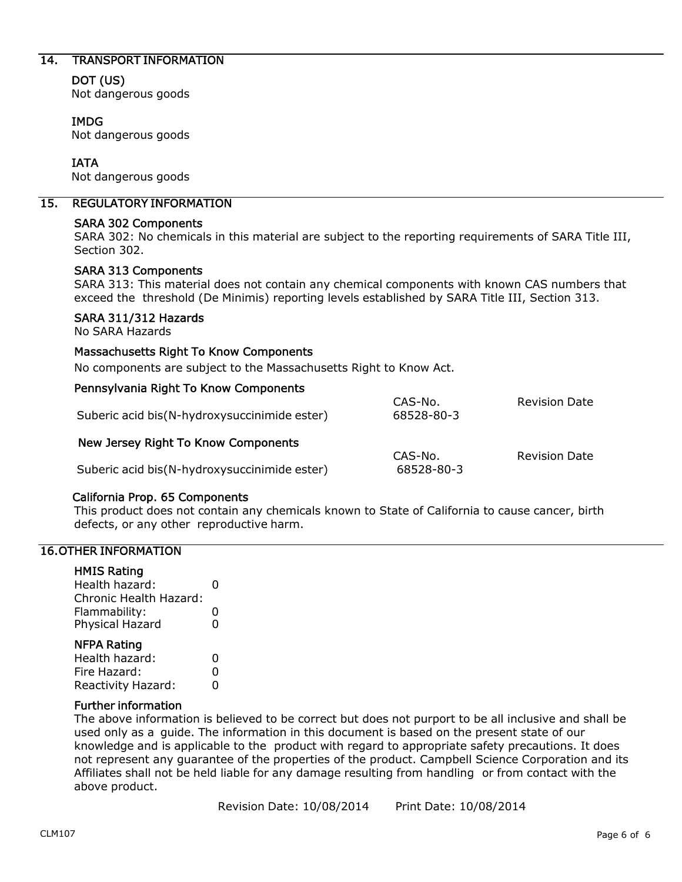## 14. TRANSPORT INFORMATION

### DOT (US)
Not dangerous goods

### IMDG
Not dangerous goods

### IATA
Not dangerous goods

## 15. REGULATORY INFORMATION

### SARA 302 Components
SARA 302: No chemicals in this material are subject to the reporting requirements of SARA Title III, Section 302.

### SARA 313 Components
SARA 313: This material does not contain any chemical components with known CAS numbers that exceed the threshold (De Minimis) reporting levels established by SARA Title III, Section 313.

### SARA 311/312 Hazards
No SARA Hazards

### Massachusetts Right To Know Components
No components are subject to the Massachusetts Right to Know Act.

### Pennsylvania Right To Know Components

| | CAS-No. | Revision Date |
|---|---|---|
| Suberic acid bis(N-hydroxysuccinimide ester) | 68528-80-3 | |

### New Jersey Right To Know Components

| | CAS-No. | Revision Date |
|---|---|---|
| Suberic acid bis(N-hydroxysuccinimide ester) | 68528-80-3 | |

### California Prop. 65 Components
This product does not contain any chemicals known to State of California to cause cancer, birth defects, or any other reproductive harm.

## 16. OTHER INFORMATION

### HMIS Rating

| | |
|---|---|
| Health hazard: | 0 |
| Chronic Health Hazard: | |
| Flammability: | 0 |
| Physical Hazard | 0 |

### NFPA Rating

| | |
|---|---|
| Health hazard: | 0 |
| Fire Hazard: | 0 |
| Reactivity Hazard: | 0 |

### Further information
The above information is believed to be correct but does not purport to be all inclusive and shall be used only as a guide. The information in this document is based on the present state of our knowledge and is applicable to the product with regard to appropriate safety precautions. It does not represent any guarantee of the properties of the product. Campbell Science Corporation and its Affiliates shall not be held liable for any damage resulting from handling or from contact with the above product.

Revision Date: 10/08/2014 Print Date: 10/08/2014

CLM107